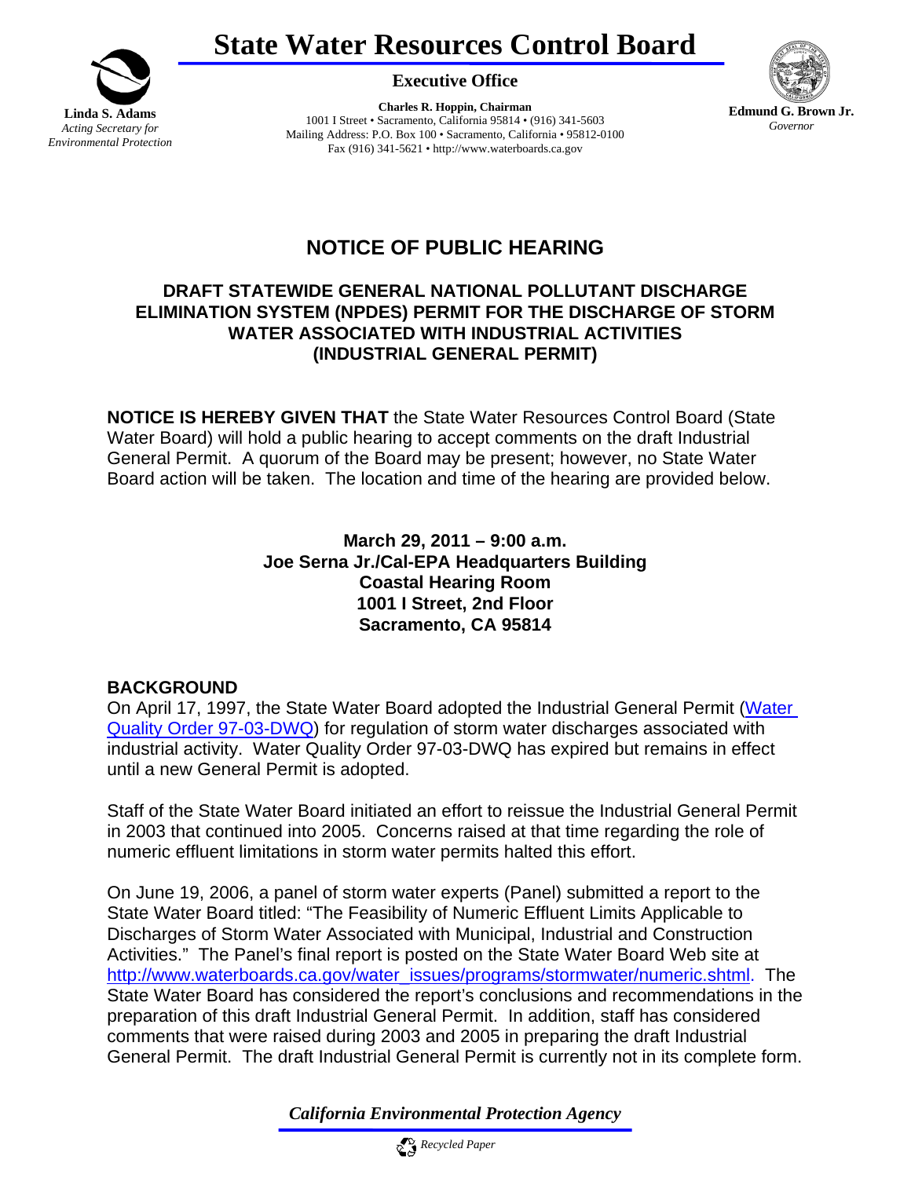# State Water Resources Control Board

**Linda S. Adams**
*Acting Secretary for Environmental Protection*

**Executive Office**

**Charles R. Hoppin, Chairman**
1001 I Street • Sacramento, California 95814 • (916) 341-5603
Mailing Address: P.O. Box 100 • Sacramento, California • 95812-0100
Fax (916) 341-5621 • http://www.waterboards.ca.gov

**Edmund G. Brown Jr.**
*Governor*

## NOTICE OF PUBLIC HEARING

### DRAFT STATEWIDE GENERAL NATIONAL POLLUTANT DISCHARGE ELIMINATION SYSTEM (NPDES) PERMIT FOR THE DISCHARGE OF STORM WATER ASSOCIATED WITH INDUSTRIAL ACTIVITIES (INDUSTRIAL GENERAL PERMIT)

**NOTICE IS HEREBY GIVEN THAT** the State Water Resources Control Board (State Water Board) will hold a public hearing to accept comments on the draft Industrial General Permit. A quorum of the Board may be present; however, no State Water Board action will be taken. The location and time of the hearing are provided below.

**March 29, 2011 – 9:00 a.m.**
**Joe Serna Jr./Cal-EPA Headquarters Building**
**Coastal Hearing Room**
**1001 I Street, 2nd Floor**
**Sacramento, CA 95814**

**BACKGROUND**

On April 17, 1997, the State Water Board adopted the Industrial General Permit (Water Quality Order 97-03-DWQ) for regulation of storm water discharges associated with industrial activity. Water Quality Order 97-03-DWQ has expired but remains in effect until a new General Permit is adopted.

Staff of the State Water Board initiated an effort to reissue the Industrial General Permit in 2003 that continued into 2005. Concerns raised at that time regarding the role of numeric effluent limitations in storm water permits halted this effort.

On June 19, 2006, a panel of storm water experts (Panel) submitted a report to the State Water Board titled: "The Feasibility of Numeric Effluent Limits Applicable to Discharges of Storm Water Associated with Municipal, Industrial and Construction Activities." The Panel's final report is posted on the State Water Board Web site at http://www.waterboards.ca.gov/water_issues/programs/stormwater/numeric.shtml. The State Water Board has considered the report's conclusions and recommendations in the preparation of this draft Industrial General Permit. In addition, staff has considered comments that were raised during 2003 and 2005 in preparing the draft Industrial General Permit. The draft Industrial General Permit is currently not in its complete form.

*California Environmental Protection Agency*

*Recycled Paper*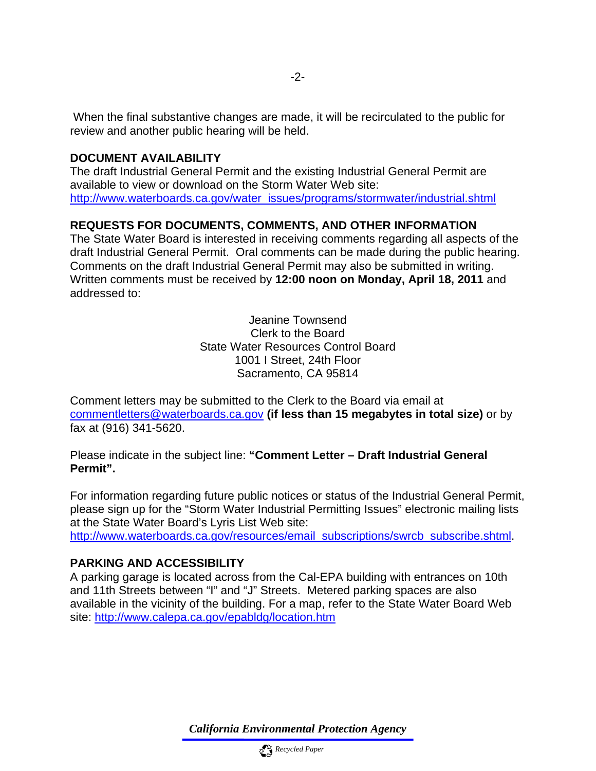When the final substantive changes are made, it will be recirculated to the public for review and another public hearing will be held.

**DOCUMENT AVAILABILITY**

The draft Industrial General Permit and the existing Industrial General Permit are available to view or download on the Storm Water Web site: http://www.waterboards.ca.gov/water_issues/programs/stormwater/industrial.shtml

**REQUESTS FOR DOCUMENTS, COMMENTS, AND OTHER INFORMATION**

The State Water Board is interested in receiving comments regarding all aspects of the draft Industrial General Permit. Oral comments can be made during the public hearing. Comments on the draft Industrial General Permit may also be submitted in writing. Written comments must be received by **12:00 noon on Monday, April 18, 2011** and addressed to:

Jeanine Townsend
Clerk to the Board
State Water Resources Control Board
1001 I Street, 24th Floor
Sacramento, CA 95814

Comment letters may be submitted to the Clerk to the Board via email at commentletters@waterboards.ca.gov **(if less than 15 megabytes in total size)** or by fax at (916) 341-5620.

Please indicate in the subject line: **"Comment Letter – Draft Industrial General Permit".**

For information regarding future public notices or status of the Industrial General Permit, please sign up for the "Storm Water Industrial Permitting Issues" electronic mailing lists at the State Water Board's Lyris List Web site: http://www.waterboards.ca.gov/resources/email_subscriptions/swrcb_subscribe.shtml.

**PARKING AND ACCESSIBILITY**

A parking garage is located across from the Cal-EPA building with entrances on 10th and 11th Streets between "I" and "J" Streets. Metered parking spaces are also available in the vicinity of the building. For a map, refer to the State Water Board Web site: http://www.calepa.ca.gov/epabldg/location.htm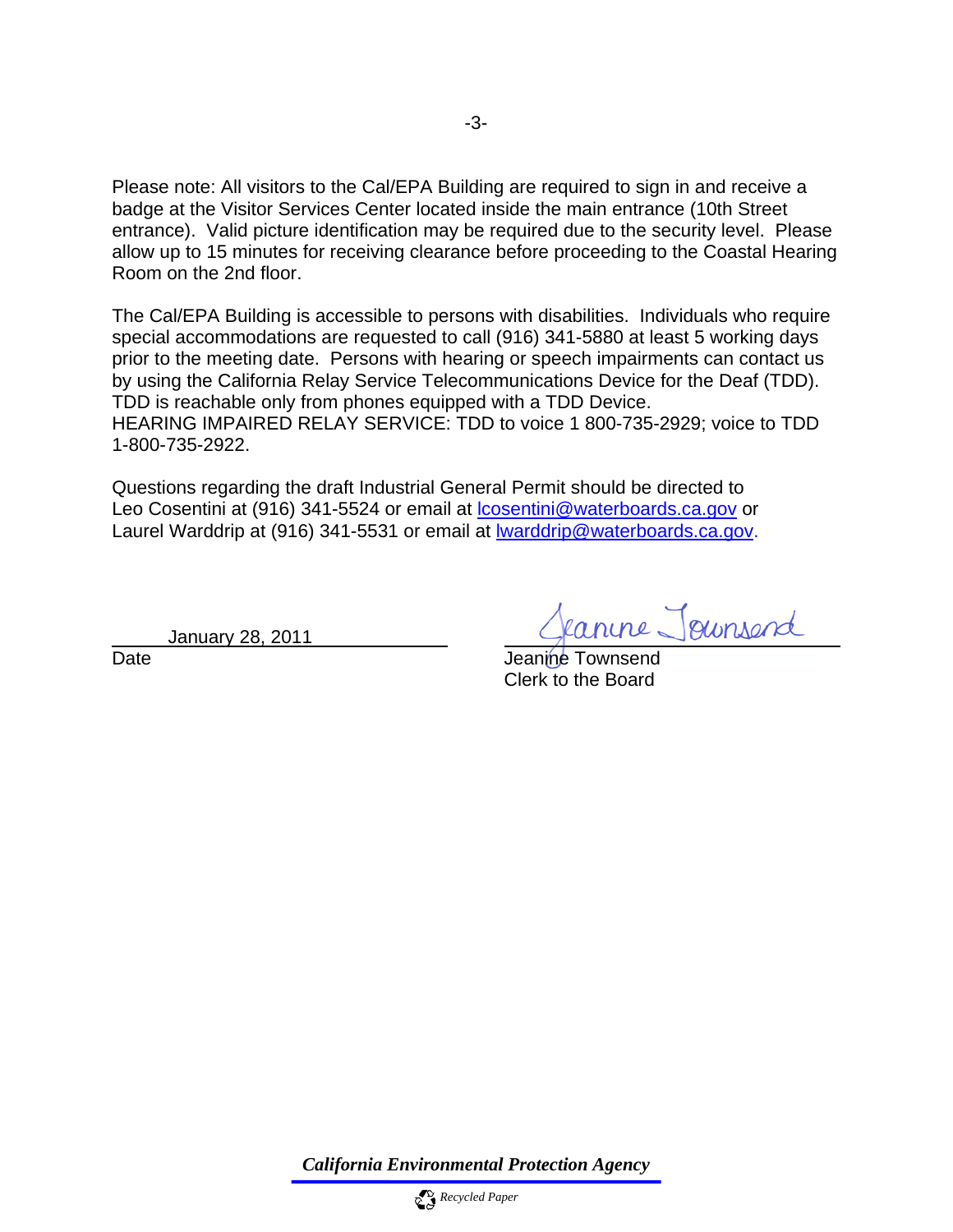Please note: All visitors to the Cal/EPA Building are required to sign in and receive a badge at the Visitor Services Center located inside the main entrance (10th Street entrance). Valid picture identification may be required due to the security level. Please allow up to 15 minutes for receiving clearance before proceeding to the Coastal Hearing Room on the 2nd floor.

The Cal/EPA Building is accessible to persons with disabilities. Individuals who require special accommodations are requested to call (916) 341-5880 at least 5 working days prior to the meeting date. Persons with hearing or speech impairments can contact us by using the California Relay Service Telecommunications Device for the Deaf (TDD). TDD is reachable only from phones equipped with a TDD Device.
HEARING IMPAIRED RELAY SERVICE: TDD to voice 1 800-735-2929; voice to TDD 1-800-735-2922.

Questions regarding the draft Industrial General Permit should be directed to Leo Cosentini at (916) 341-5524 or email at lcosentini@waterboards.ca.gov or Laurel Warddrip at (916) 341-5531 or email at lwarddrip@waterboards.ca.gov.

January 28, 2011
Date

Jeanine Townsend
Jeanine Townsend
Clerk to the Board

*California Environmental Protection Agency*

*Recycled Paper*